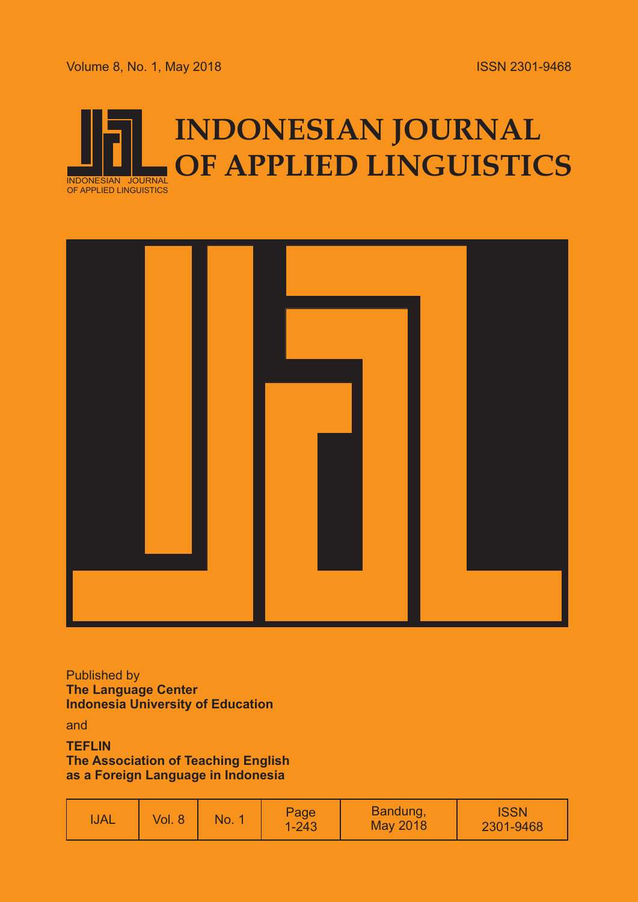Volume 8, No. 1, May 2018

ISSN 2301-9468

# INDONESIAN JOURNAL OF APPLIED LINGUISTICS

INDONESIAN JOURNAL OF APPLIED LINGUISTICS

Published by
**The Language Center**
**Indonesia University of Education**

and

**TEFLIN**
**The Association of Teaching English as a Foreign Language in Indonesia**

| IJAL | Vol. 8 | No. 1 | Page 1-243 | Bandung, May 2018 | ISSN 2301-9468 |
|---|---|---|---|---|---|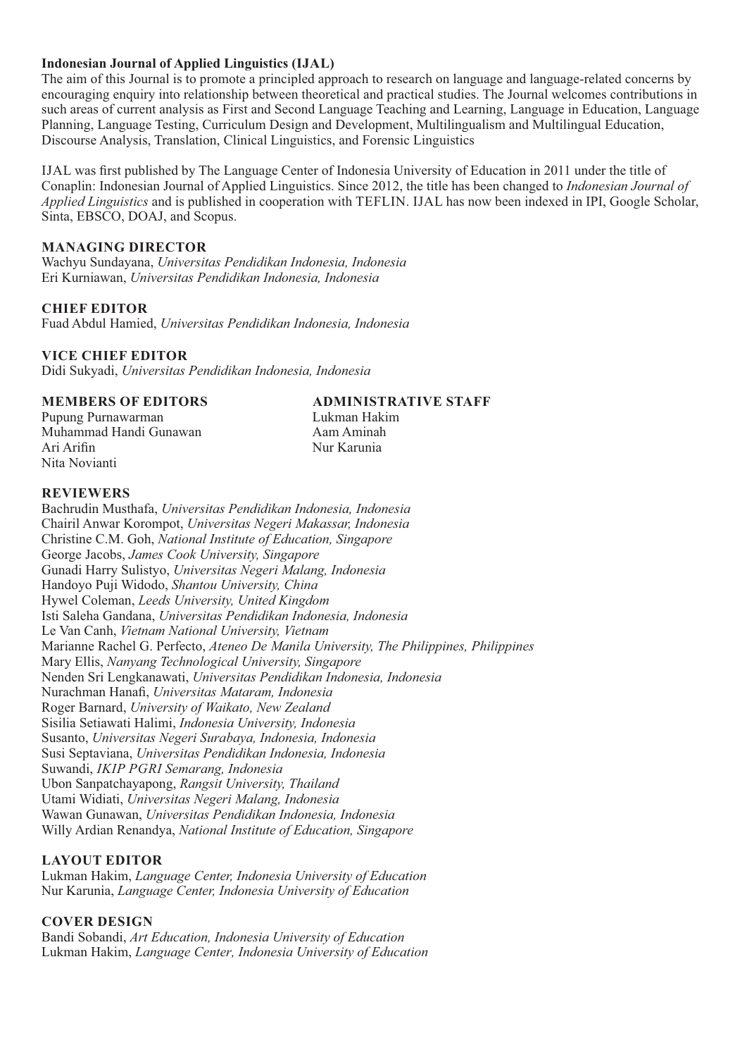**Indonesian Journal of Applied Linguistics (IJAL)**

The aim of this Journal is to promote a principled approach to research on language and language-related concerns by encouraging enquiry into relationship between theoretical and practical studies. The Journal welcomes contributions in such areas of current analysis as First and Second Language Teaching and Learning, Language in Education, Language Planning, Language Testing, Curriculum Design and Development, Multilingualism and Multilingual Education, Discourse Analysis, Translation, Clinical Linguistics, and Forensic Linguistics

IJAL was first published by The Language Center of Indonesia University of Education in 2011 under the title of Conaplin: Indonesian Journal of Applied Linguistics. Since 2012, the title has been changed to *Indonesian Journal of Applied Linguistics* and is published in cooperation with TEFLIN. IJAL has now been indexed in IPI, Google Scholar, Sinta, EBSCO, DOAJ, and Scopus.

**MANAGING DIRECTOR**

Wachyu Sundayana, *Universitas Pendidikan Indonesia, Indonesia*
Eri Kurniawan, *Universitas Pendidikan Indonesia, Indonesia*

**CHIEF EDITOR**

Fuad Abdul Hamied, *Universitas Pendidikan Indonesia, Indonesia*

**VICE CHIEF EDITOR**

Didi Sukyadi, *Universitas Pendidikan Indonesia, Indonesia*

**MEMBERS OF EDITORS**

Pupung Purnawarman
Muhammad Handi Gunawan
Ari Arifin
Nita Novianti

**ADMINISTRATIVE STAFF**

Lukman Hakim
Aam Aminah
Nur Karunia

**REVIEWERS**

Bachrudin Musthafa, *Universitas Pendidikan Indonesia, Indonesia*
Chairil Anwar Korompot, *Universitas Negeri Makassar, Indonesia*
Christine C.M. Goh, *National Institute of Education, Singapore*
George Jacobs, *James Cook University, Singapore*
Gunadi Harry Sulistyo, *Universitas Negeri Malang, Indonesia*
Handoyo Puji Widodo, *Shantou University, China*
Hywel Coleman, *Leeds University, United Kingdom*
Isti Saleha Gandana, *Universitas Pendidikan Indonesia, Indonesia*
Le Van Canh, *Vietnam National University, Vietnam*
Marianne Rachel G. Perfecto, *Ateneo De Manila University, The Philippines, Philippines*
Mary Ellis, *Nanyang Technological University, Singapore*
Nenden Sri Lengkanawati, *Universitas Pendidikan Indonesia, Indonesia*
Nurachman Hanafi, *Universitas Mataram, Indonesia*
Roger Barnard, *University of Waikato, New Zealand*
Sisilia Setiawati Halimi, *Indonesia University, Indonesia*
Susanto, *Universitas Negeri Surabaya, Indonesia, Indonesia*
Susi Septaviana, *Universitas Pendidikan Indonesia, Indonesia*
Suwandi, *IKIP PGRI Semarang, Indonesia*
Ubon Sanpatchayapong, *Rangsit University, Thailand*
Utami Widiati, *Universitas Negeri Malang, Indonesia*
Wawan Gunawan, *Universitas Pendidikan Indonesia, Indonesia*
Willy Ardian Renandya, *National Institute of Education, Singapore*

**LAYOUT EDITOR**

Lukman Hakim, *Language Center, Indonesia University of Education*
Nur Karunia, *Language Center, Indonesia University of Education*

**COVER DESIGN**

Bandi Sobandi, *Art Education, Indonesia University of Education*
Lukman Hakim, *Language Center, Indonesia University of Education*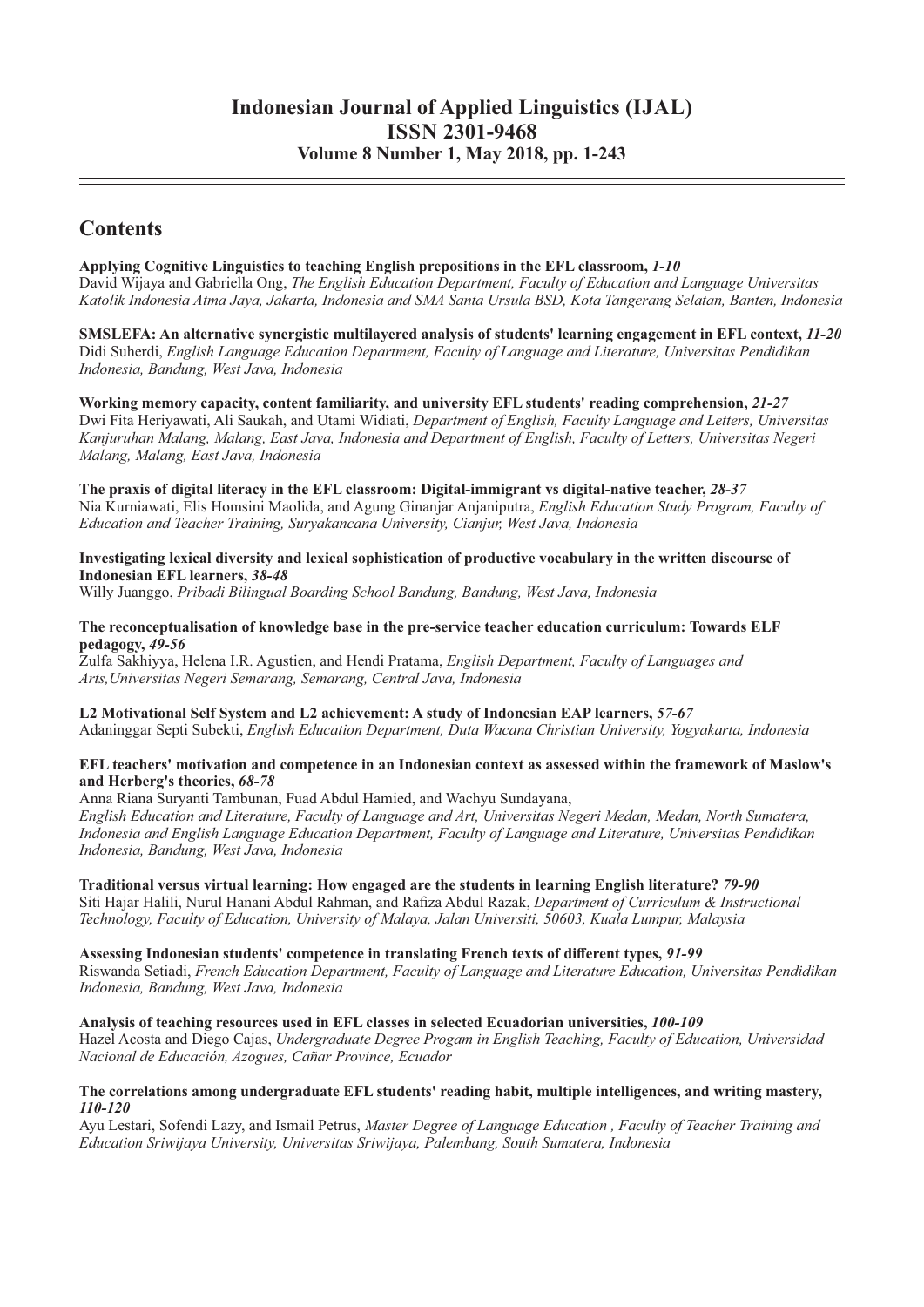# Indonesian Journal of Applied Linguistics (IJAL)
# ISSN 2301-9468
## Volume 8 Number 1, May 2018, pp. 1-243

## Contents

**Applying Cognitive Linguistics to teaching English prepositions in the EFL classroom,** ***1-10***
David Wijaya and Gabriella Ong, *The English Education Department, Faculty of Education and Language Universitas Katolik Indonesia Atma Jaya, Jakarta, Indonesia and SMA Santa Ursula BSD, Kota Tangerang Selatan, Banten, Indonesia*

**SMSLEFA: An alternative synergistic multilayered analysis of students' learning engagement in EFL context,** ***11-20***
Didi Suherdi, *English Language Education Department, Faculty of Language and Literature, Universitas Pendidikan Indonesia, Bandung, West Java, Indonesia*

**Working memory capacity, content familiarity, and university EFL students' reading comprehension,** ***21-27***
Dwi Fita Heriyawati, Ali Saukah, and Utami Widiati, *Department of English, Faculty Language and Letters, Universitas Kanjuruhan Malang, Malang, East Java, Indonesia and Department of English, Faculty of Letters, Universitas Negeri Malang, Malang, East Java, Indonesia*

**The praxis of digital literacy in the EFL classroom: Digital-immigrant vs digital-native teacher,** ***28-37***
Nia Kurniawati, Elis Homsini Maolida, and Agung Ginanjar Anjaniputra, *English Education Study Program, Faculty of Education and Teacher Training, Suryakancana University, Cianjur, West Java, Indonesia*

**Investigating lexical diversity and lexical sophistication of productive vocabulary in the written discourse of Indonesian EFL learners,** ***38-48***
Willy Juanggo, *Pribadi Bilingual Boarding School Bandung, Bandung, West Java, Indonesia*

**The reconceptualisation of knowledge base in the pre-service teacher education curriculum: Towards ELF pedagogy,** ***49-56***
Zulfa Sakhiyya, Helena I.R. Agustien, and Hendi Pratama, *English Department, Faculty of Languages and Arts,Universitas Negeri Semarang, Semarang, Central Java, Indonesia*

**L2 Motivational Self System and L2 achievement: A study of Indonesian EAP learners,** ***57-67***
Adaninggar Septi Subekti, *English Education Department, Duta Wacana Christian University, Yogyakarta, Indonesia*

**EFL teachers' motivation and competence in an Indonesian context as assessed within the framework of Maslow's and Herberg's theories,** ***68-78***
Anna Riana Suryanti Tambunan, Fuad Abdul Hamied, and Wachyu Sundayana,
*English Education and Literature, Faculty of Language and Art, Universitas Negeri Medan, Medan, North Sumatera, Indonesia and English Language Education Department, Faculty of Language and Literature, Universitas Pendidikan Indonesia, Bandung, West Java, Indonesia*

**Traditional versus virtual learning: How engaged are the students in learning English literature?** ***79-90***
Siti Hajar Halili, Nurul Hanani Abdul Rahman, and Rafiza Abdul Razak, *Department of Curriculum & Instructional Technology, Faculty of Education, University of Malaya, Jalan Universiti, 50603, Kuala Lumpur, Malaysia*

**Assessing Indonesian students' competence in translating French texts of different types,** ***91-99***
Riswanda Setiadi, *French Education Department, Faculty of Language and Literature Education, Universitas Pendidikan Indonesia, Bandung, West Java, Indonesia*

**Analysis of teaching resources used in EFL classes in selected Ecuadorian universities,** ***100-109***
Hazel Acosta and Diego Cajas, *Undergraduate Degree Progam in English Teaching, Faculty of Education, Universidad Nacional de Educación, Azogues, Cañar Province, Ecuador*

**The correlations among undergraduate EFL students' reading habit, multiple intelligences, and writing mastery,** ***110-120***
Ayu Lestari, Sofendi Lazy, and Ismail Petrus, *Master Degree of Language Education , Faculty of Teacher Training and Education Sriwijaya University, Universitas Sriwijaya, Palembang, South Sumatera, Indonesia*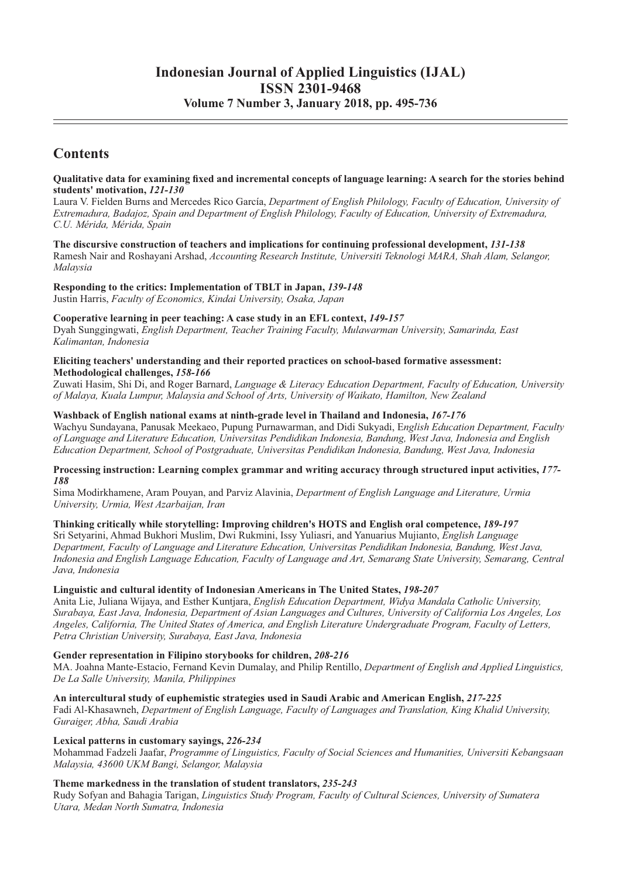# Indonesian Journal of Applied Linguistics (IJAL)
# ISSN 2301-9468
### Volume 7 Number 3, January 2018, pp. 495-736

## Contents

**Qualitative data for examining fixed and incremental concepts of language learning: A search for the stories behind students' motivation,** ***121-130***
Laura V. Fielden Burns and Mercedes Rico García, *Department of English Philology, Faculty of Education, University of Extremadura, Badajoz, Spain and Department of English Philology, Faculty of Education, University of Extremadura, C.U. Mérida, Mérida, Spain*

**The discursive construction of teachers and implications for continuing professional development,** ***131-138***
Ramesh Nair and Roshayani Arshad, *Accounting Research Institute, Universiti Teknologi MARA, Shah Alam, Selangor, Malaysia*

**Responding to the critics: Implementation of TBLT in Japan,** ***139-148***
Justin Harris, *Faculty of Economics, Kindai University, Osaka, Japan*

**Cooperative learning in peer teaching: A case study in an EFL context,** ***149-157***
Dyah Sunggingwati, *English Department, Teacher Training Faculty, Mulawarman University, Samarinda, East Kalimantan, Indonesia*

**Eliciting teachers' understanding and their reported practices on school-based formative assessment: Methodological challenges,** ***158-166***
Zuwati Hasim, Shi Di, and Roger Barnard, *Language & Literacy Education Department, Faculty of Education, University of Malaya, Kuala Lumpur, Malaysia and School of Arts, University of Waikato, Hamilton, New Zealand*

**Washback of English national exams at ninth-grade level in Thailand and Indonesia,** ***167-176***
Wachyu Sundayana, Panusak Meekaeo, Pupung Purnawarman, and Didi Sukyadi, *English Education Department, Faculty of Language and Literature Education, Universitas Pendidikan Indonesia, Bandung, West Java, Indonesia and English Education Department, School of Postgraduate, Universitas Pendidikan Indonesia, Bandung, West Java, Indonesia*

**Processing instruction: Learning complex grammar and writing accuracy through structured input activities,** ***177-188***
Sima Modirkhamene, Aram Pouyan, and Parviz Alavinia, *Department of English Language and Literature, Urmia University, Urmia, West Azarbaijan, Iran*

**Thinking critically while storytelling: Improving children's HOTS and English oral competence,** ***189-197***
Sri Setyarini, Ahmad Bukhori Muslim, Dwi Rukmini, Issy Yuliasri, and Yanuarius Mujianto, *English Language Department, Faculty of Language and Literature Education, Universitas Pendidikan Indonesia, Bandung, West Java, Indonesia and English Language Education, Faculty of Language and Art, Semarang State University, Semarang, Central Java, Indonesia*

**Linguistic and cultural identity of Indonesian Americans in The United States,** ***198-207***
Anita Lie, Juliana Wijaya, and Esther Kuntjara, *English Education Department, Widya Mandala Catholic University, Surabaya, East Java, Indonesia, Department of Asian Languages and Cultures, University of California Los Angeles, Los Angeles, California, The United States of America, and English Literature Undergraduate Program, Faculty of Letters, Petra Christian University, Surabaya, East Java, Indonesia*

**Gender representation in Filipino storybooks for children,** ***208-216***
MA. Joahna Mante-Estacio, Fernand Kevin Dumalay, and Philip Rentillo, *Department of English and Applied Linguistics, De La Salle University, Manila, Philippines*

**An intercultural study of euphemistic strategies used in Saudi Arabic and American English,** ***217-225***
Fadi Al-Khasawneh, *Department of English Language, Faculty of Languages and Translation, King Khalid University, Guraiger, Abha, Saudi Arabia*

**Lexical patterns in customary sayings,** ***226-234***
Mohammad Fadzeli Jaafar, *Programme of Linguistics, Faculty of Social Sciences and Humanities, Universiti Kebangsaan Malaysia, 43600 UKM Bangi, Selangor, Malaysia*

**Theme markedness in the translation of student translators,** ***235-243***
Rudy Sofyan and Bahagia Tarigan, *Linguistics Study Program, Faculty of Cultural Sciences, University of Sumatera Utara, Medan North Sumatra, Indonesia*